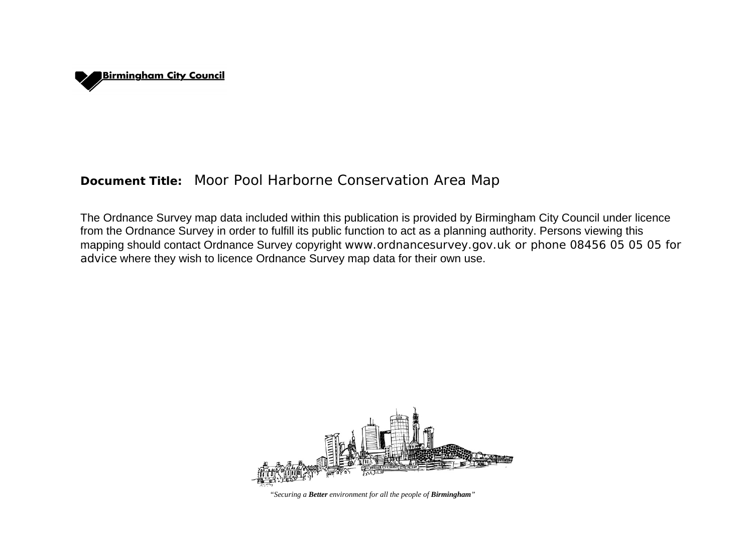Birmingham City Council

**Document Title:** Moor Pool Harborne Conservation Area Map

The Ordnance Survey map data included within this publication is provided by Birmingham City Council under licence from the Ordnance Survey in order to fulfill its public function to act as a planning authority. Persons viewing this mapping should contact Ordnance Survey copyright www.ordnancesurvey.gov.uk or phone 08456 05 05 05 for advice where they wish to licence Ordnance Survey map data for their own use.

*"Securing a **Better** environment for all the people of **Birmingham**"*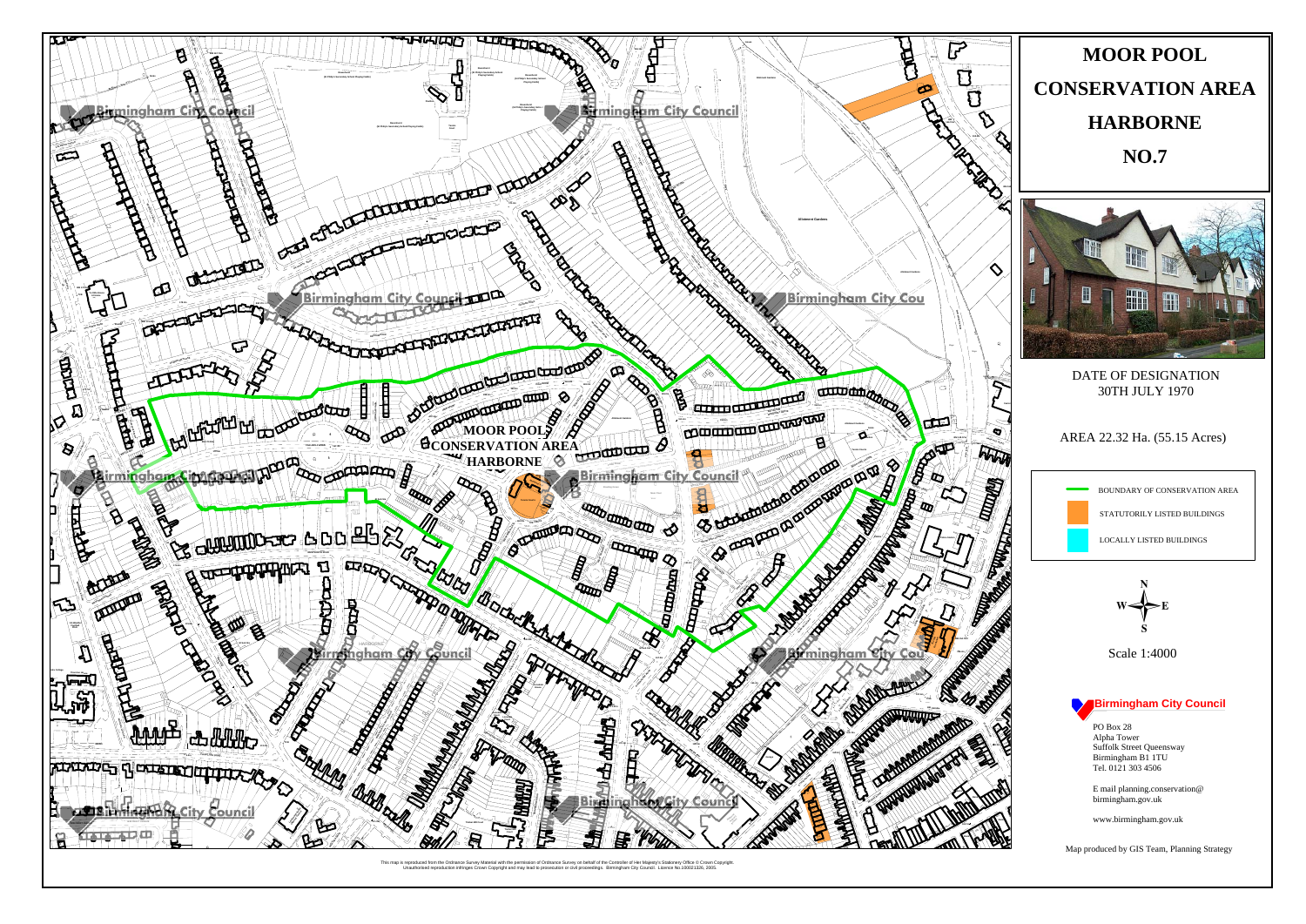# MOOR POOL CONSERVATION AREA HARBORNE NO.7

DATE OF DESIGNATION
30TH JULY 1970

AREA 22.32 Ha. (55.15 Acres)

- BOUNDARY OF CONSERVATION AREA
- STATUTORILY LISTED BUILDINGS
- LOCALLY LISTED BUILDINGS

N
W E
S

Scale 1:4000

**Birmingham City Council**

PO Box 28
Alpha Tower
Suffolk Street Queensway
Birmingham B1 1TU
Tel. 0121 303 4506

E mail planning.conservation@birmingham.gov.uk

www.birmingham.gov.uk

Map produced by GIS Team, Planning Strategy

MOOR POOL CONSERVATION AREA HARBORNE

This map is reproduced from the Ordnance Survey Material with the permission of Ordnance Survey on behalf of the Controller of Her Majesty's Stationery Office © Crown Copyright. Unauthorised reproduction infringes Crown Copyright and may lead to prosecution or civil proceedings. Birmingham City Council. Licence No.100021326, 2005.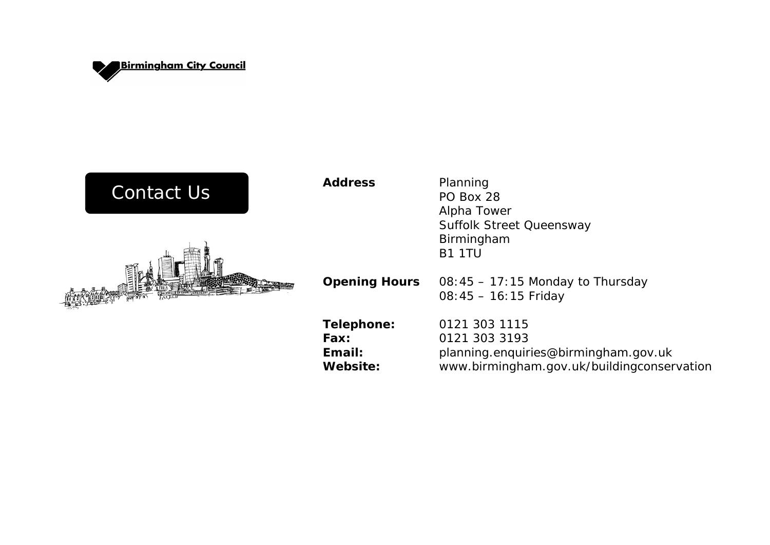Birmingham City Council

## Contact Us

| | |
|---|---|
| **Address** | Planning<br>PO Box 28<br>Alpha Tower<br>Suffolk Street Queensway<br>Birmingham<br>B1 1TU |
| **Opening Hours** | 08:45 – 17:15 Monday to Thursday<br>08:45 – 16:15 Friday |
| **Telephone:** | 0121 303 1115 |
| **Fax:** | 0121 303 3193 |
| **Email:** | planning.enquiries@birmingham.gov.uk |
| **Website:** | www.birmingham.gov.uk/buildingconservation |